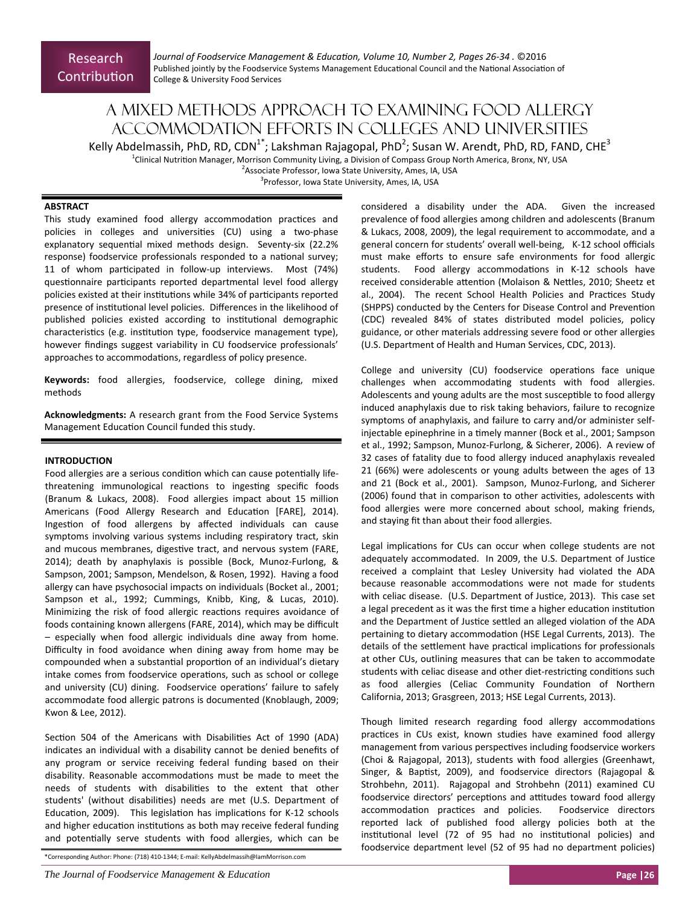Research Contribution

# A Mixed Methods Approach to Examining Food Allergy Accommodation Efforts in Colleges and Universities

Kelly Abdelmassih, PhD, RD, CDN[1*]; Lakshman Rajagopal, PhD[2]; Susan W. Arendt, PhD, RD, FAND, CHE[3]

[1]Clinical Nutrition Manager, Morrison Community Living, a Division of Compass Group North America, Bronx, NY, USA
[2]Associate Professor, Iowa State University, Ames, IA, USA
[3]Professor, Iowa State University, Ames, IA, USA

## ABSTRACT

This study examined food allergy accommodation practices and policies in colleges and universities (CU) using a two-phase explanatory sequential mixed methods design. Seventy-six (22.2% response) foodservice professionals responded to a national survey; 11 of whom participated in follow-up interviews. Most (74%) questionnaire participants reported departmental level food allergy policies existed at their institutions while 34% of participants reported presence of institutional level policies. Differences in the likelihood of published policies existed according to institutional demographic characteristics (e.g. institution type, foodservice management type), however findings suggest variability in CU foodservice professionals' approaches to accommodations, regardless of policy presence.

**Keywords:** food allergies, foodservice, college dining, mixed methods

**Acknowledgments:** A research grant from the Food Service Systems Management Education Council funded this study.

## INTRODUCTION

Food allergies are a serious condition which can cause potentially life-threatening immunological reactions to ingesting specific foods (Branum & Lukacs, 2008). Food allergies impact about 15 million Americans (Food Allergy Research and Education [FARE], 2014). Ingestion of food allergens by affected individuals can cause symptoms involving various systems including respiratory tract, skin and mucous membranes, digestive tract, and nervous system (FARE, 2014); death by anaphylaxis is possible (Bock, Munoz-Furlong, & Sampson, 2001; Sampson, Mendelson, & Rosen, 1992). Having a food allergy can have psychosocial impacts on individuals (Bocket al., 2001; Sampson et al., 1992; Cummings, Knibb, King, & Lucas, 2010). Minimizing the risk of food allergic reactions requires avoidance of foods containing known allergens (FARE, 2014), which may be difficult – especially when food allergic individuals dine away from home. Difficulty in food avoidance when dining away from home may be compounded when a substantial proportion of an individual's dietary intake comes from foodservice operations, such as school or college and university (CU) dining. Foodservice operations' failure to safely accommodate food allergic patrons is documented (Knoblaugh, 2009; Kwon & Lee, 2012).

Section 504 of the Americans with Disabilities Act of 1990 (ADA) indicates an individual with a disability cannot be denied benefits of any program or service receiving federal funding based on their disability. Reasonable accommodations must be made to meet the needs of students with disabilities to the extent that other students' (without disabilities) needs are met (U.S. Department of Education, 2009). This legislation has implications for K-12 schools and higher education institutions as both may receive federal funding and potentially serve students with food allergies, which can be considered a disability under the ADA. Given the increased prevalence of food allergies among children and adolescents (Branum & Lukacs, 2008, 2009), the legal requirement to accommodate, and a general concern for students' overall well-being, K-12 school officials must make efforts to ensure safe environments for food allergic students. Food allergy accommodations in K-12 schools have received considerable attention (Molaison & Nettles, 2010; Sheetz et al., 2004). The recent School Health Policies and Practices Study (SHPPS) conducted by the Centers for Disease Control and Prevention (CDC) revealed 84% of states distributed model policies, policy guidance, or other materials addressing severe food or other allergies (U.S. Department of Health and Human Services, CDC, 2013).

College and university (CU) foodservice operations face unique challenges when accommodating students with food allergies. Adolescents and young adults are the most susceptible to food allergy induced anaphylaxis due to risk taking behaviors, failure to recognize symptoms of anaphylaxis, and failure to carry and/or administer self-injectable epinephrine in a timely manner (Bock et al., 2001; Sampson et al., 1992; Sampson, Munoz-Furlong, & Sicherer, 2006). A review of 32 cases of fatality due to food allergy induced anaphylaxis revealed 21 (66%) were adolescents or young adults between the ages of 13 and 21 (Bock et al., 2001). Sampson, Munoz-Furlong, and Sicherer (2006) found that in comparison to other activities, adolescents with food allergies were more concerned about school, making friends, and staying fit than about their food allergies.

Legal implications for CUs can occur when college students are not adequately accommodated. In 2009, the U.S. Department of Justice received a complaint that Lesley University had violated the ADA because reasonable accommodations were not made for students with celiac disease. (U.S. Department of Justice, 2013). This case set a legal precedent as it was the first time a higher education institution and the Department of Justice settled an alleged violation of the ADA pertaining to dietary accommodation (HSE Legal Currents, 2013). The details of the settlement have practical implications for professionals at other CUs, outlining measures that can be taken to accommodate students with celiac disease and other diet-restricting conditions such as food allergies (Celiac Community Foundation of Northern California, 2013; Grasgreen, 2013; HSE Legal Currents, 2013).

Though limited research regarding food allergy accommodations practices in CUs exist, known studies have examined food allergy management from various perspectives including foodservice workers (Choi & Rajagopal, 2013), students with food allergies (Greenhawt, Singer, & Baptist, 2009), and foodservice directors (Rajagopal & Strohbehn, 2011). Rajagopal and Strohbehn (2011) examined CU foodservice directors' perceptions and attitudes toward food allergy accommodation practices and policies. Foodservice directors reported lack of published food allergy policies both at the institutional level (72 of 95 had no institutional policies) and foodservice department level (52 of 95 had no department policies)

*Corresponding Author: Phone: (718) 410-1344; E-mail: KellyAbdelmassih@IamMorrison.com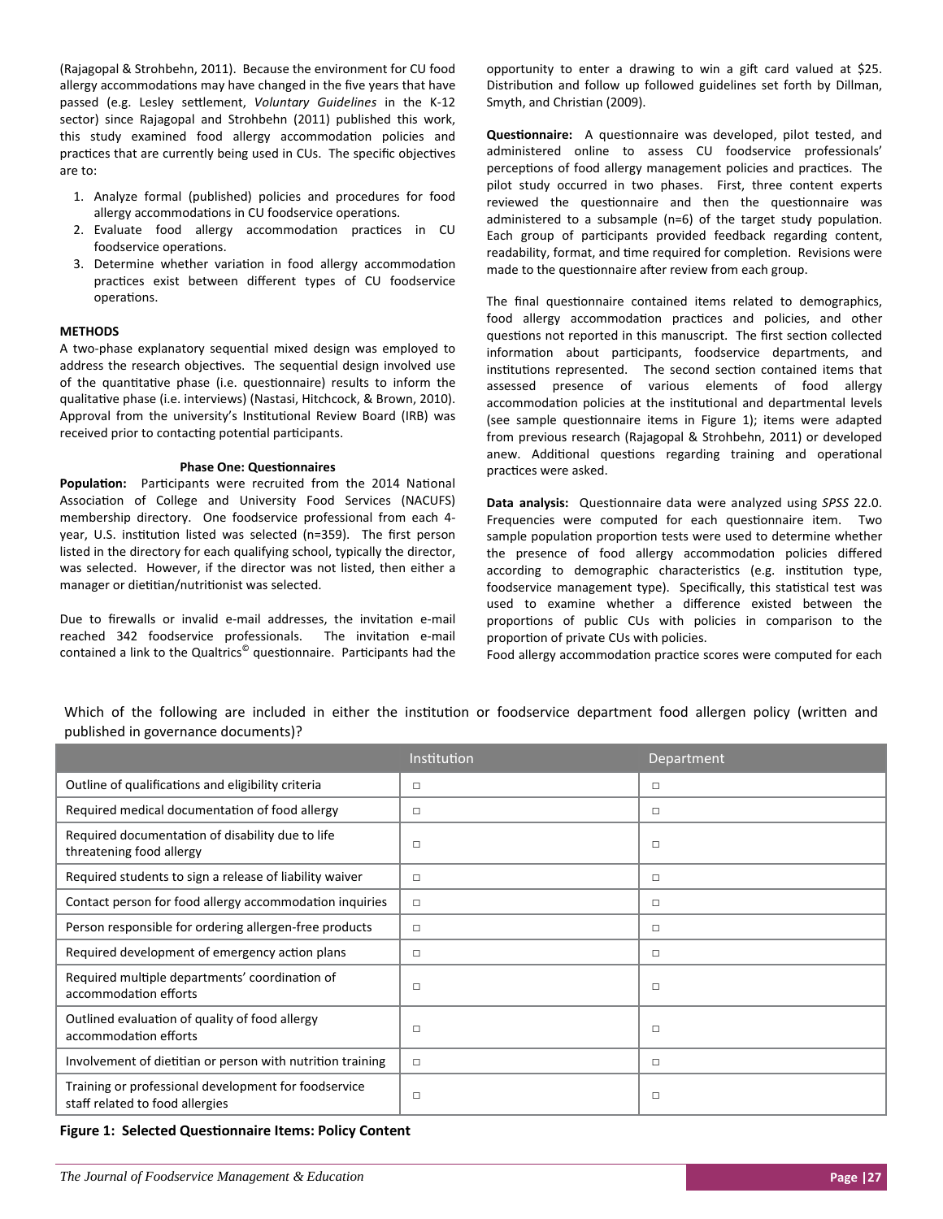(Rajagopal & Strohbehn, 2011). Because the environment for CU food allergy accommodations may have changed in the five years that have passed (e.g. Lesley settlement, *Voluntary Guidelines* in the K-12 sector) since Rajagopal and Strohbehn (2011) published this work, this study examined food allergy accommodation policies and practices that are currently being used in CUs. The specific objectives are to:

1. Analyze formal (published) policies and procedures for food allergy accommodations in CU foodservice operations.
2. Evaluate food allergy accommodation practices in CU foodservice operations.
3. Determine whether variation in food allergy accommodation practices exist between different types of CU foodservice operations.

## METHODS

A two-phase explanatory sequential mixed design was employed to address the research objectives. The sequential design involved use of the quantitative phase (i.e. questionnaire) results to inform the qualitative phase (i.e. interviews) (Nastasi, Hitchcock, & Brown, 2010). Approval from the university's Institutional Review Board (IRB) was received prior to contacting potential participants.

### Phase One: Questionnaires

**Population:** Participants were recruited from the 2014 National Association of College and University Food Services (NACUFS) membership directory. One foodservice professional from each 4-year, U.S. institution listed was selected (n=359). The first person listed in the directory for each qualifying school, typically the director, was selected. However, if the director was not listed, then either a manager or dietitian/nutritionist was selected.

Due to firewalls or invalid e-mail addresses, the invitation e-mail reached 342 foodservice professionals. The invitation e-mail contained a link to the Qualtrics© questionnaire. Participants had the opportunity to enter a drawing to win a gift card valued at $25. Distribution and follow up followed guidelines set forth by Dillman, Smyth, and Christian (2009).

**Questionnaire:** A questionnaire was developed, pilot tested, and administered online to assess CU foodservice professionals' perceptions of food allergy management policies and practices. The pilot study occurred in two phases. First, three content experts reviewed the questionnaire and then the questionnaire was administered to a subsample (n=6) of the target study population. Each group of participants provided feedback regarding content, readability, format, and time required for completion. Revisions were made to the questionnaire after review from each group.

The final questionnaire contained items related to demographics, food allergy accommodation practices and policies, and other questions not reported in this manuscript. The first section collected information about participants, foodservice departments, and institutions represented. The second section contained items that assessed presence of various elements of food allergy accommodation policies at the institutional and departmental levels (see sample questionnaire items in Figure 1); items were adapted from previous research (Rajagopal & Strohbehn, 2011) or developed anew. Additional questions regarding training and operational practices were asked.

**Data analysis:** Questionnaire data were analyzed using *SPSS* 22.0. Frequencies were computed for each questionnaire item. Two sample population proportion tests were used to determine whether the presence of food allergy accommodation policies differed according to demographic characteristics (e.g. institution type, foodservice management type). Specifically, this statistical test was used to examine whether a difference existed between the proportions of public CUs with policies in comparison to the proportion of private CUs with policies.

Food allergy accommodation practice scores were computed for each

Which of the following are included in either the institution or foodservice department food allergen policy (written and published in governance documents)?

| | Institution | Department |
|---|---|---|
| Outline of qualifications and eligibility criteria | □ | □ |
| Required medical documentation of food allergy | □ | □ |
| Required documentation of disability due to life threatening food allergy | □ | □ |
| Required students to sign a release of liability waiver | □ | □ |
| Contact person for food allergy accommodation inquiries | □ | □ |
| Person responsible for ordering allergen-free products | □ | □ |
| Required development of emergency action plans | □ | □ |
| Required multiple departments' coordination of accommodation efforts | □ | □ |
| Outlined evaluation of quality of food allergy accommodation efforts | □ | □ |
| Involvement of dietitian or person with nutrition training | □ | □ |
| Training or professional development for foodservice staff related to food allergies | □ | □ |

**Figure 1: Selected Questionnaire Items: Policy Content**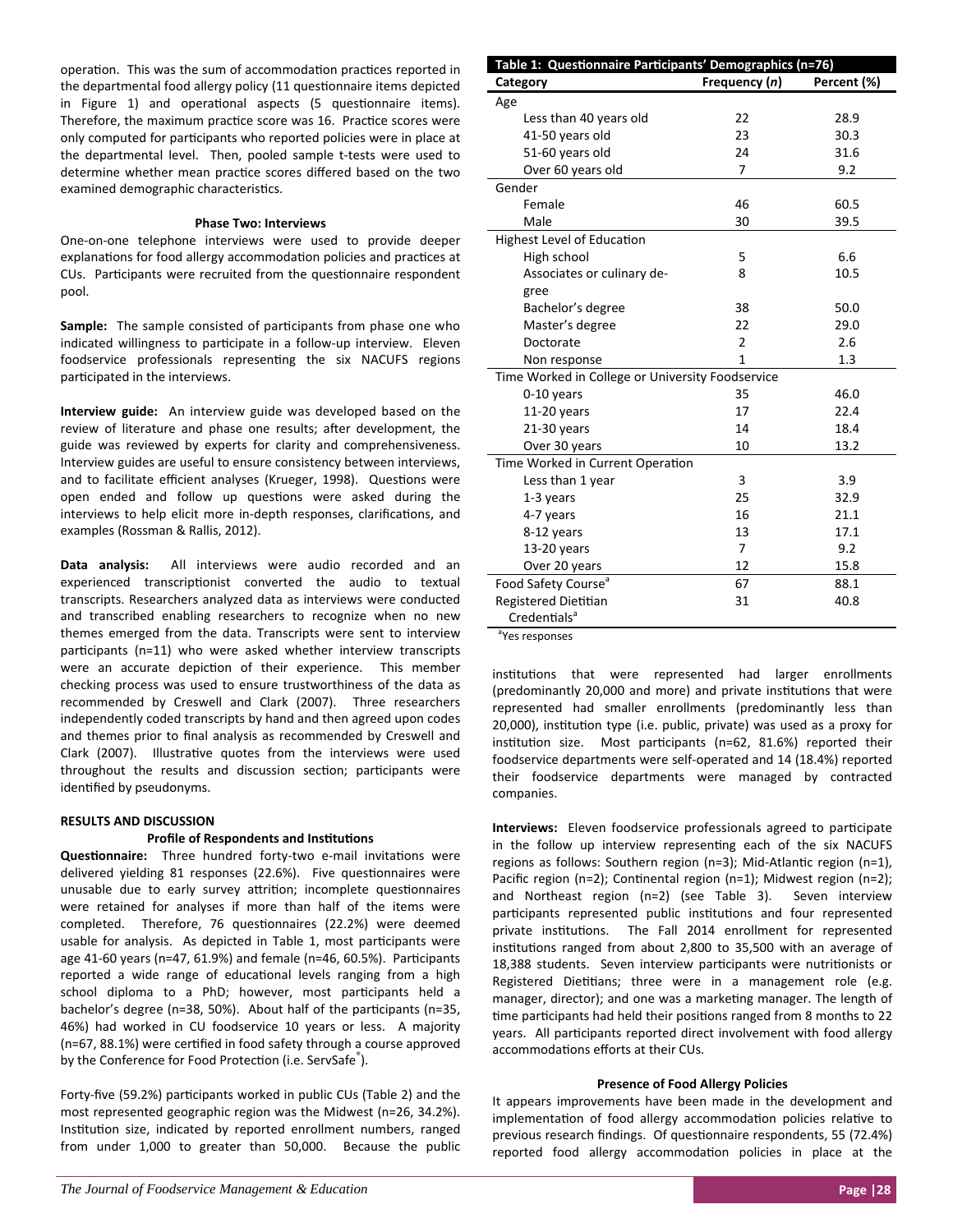operation. This was the sum of accommodation practices reported in the departmental food allergy policy (11 questionnaire items depicted in Figure 1) and operational aspects (5 questionnaire items). Therefore, the maximum practice score was 16. Practice scores were only computed for participants who reported policies were in place at the departmental level. Then, pooled sample t-tests were used to determine whether mean practice scores differed based on the two examined demographic characteristics.

### Phase Two: Interviews

One-on-one telephone interviews were used to provide deeper explanations for food allergy accommodation policies and practices at CUs. Participants were recruited from the questionnaire respondent pool.

**Sample:** The sample consisted of participants from phase one who indicated willingness to participate in a follow-up interview. Eleven foodservice professionals representing the six NACUFS regions participated in the interviews.

**Interview guide:** An interview guide was developed based on the review of literature and phase one results; after development, the guide was reviewed by experts for clarity and comprehensiveness. Interview guides are useful to ensure consistency between interviews, and to facilitate efficient analyses (Krueger, 1998). Questions were open ended and follow up questions were asked during the interviews to help elicit more in-depth responses, clarifications, and examples (Rossman & Rallis, 2012).

**Data analysis:** All interviews were audio recorded and an experienced transcriptionist converted the audio to textual transcripts. Researchers analyzed data as interviews were conducted and transcribed enabling researchers to recognize when no new themes emerged from the data. Transcripts were sent to interview participants (n=11) who were asked whether interview transcripts were an accurate depiction of their experience. This member checking process was used to ensure trustworthiness of the data as recommended by Creswell and Clark (2007). Three researchers independently coded transcripts by hand and then agreed upon codes and themes prior to final analysis as recommended by Creswell and Clark (2007). Illustrative quotes from the interviews were used throughout the results and discussion section; participants were identified by pseudonyms.

## RESULTS AND DISCUSSION

### Profile of Respondents and Institutions

**Questionnaire:** Three hundred forty-two e-mail invitations were delivered yielding 81 responses (22.6%). Five questionnaires were unusable due to early survey attrition; incomplete questionnaires were retained for analyses if more than half of the items were completed. Therefore, 76 questionnaires (22.2%) were deemed usable for analysis. As depicted in Table 1, most participants were age 41-60 years (n=47, 61.9%) and female (n=46, 60.5%). Participants reported a wide range of educational levels ranging from a high school diploma to a PhD; however, most participants held a bachelor's degree (n=38, 50%). About half of the participants (n=35, 46%) had worked in CU foodservice 10 years or less. A majority (n=67, 88.1%) were certified in food safety through a course approved by the Conference for Food Protection (i.e. ServSafe®).

Forty-five (59.2%) participants worked in public CUs (Table 2) and the most represented geographic region was the Midwest (n=26, 34.2%). Institution size, indicated by reported enrollment numbers, ranged from under 1,000 to greater than 50,000. Because the public institutions that were represented had larger enrollments (predominantly 20,000 and more) and private institutions that were represented had smaller enrollments (predominantly less than 20,000), institution type (i.e. public, private) was used as a proxy for institution size. Most participants (n=62, 81.6%) reported their foodservice departments were self-operated and 14 (18.4%) reported their foodservice departments were managed by contracted companies.

**Table 1: Questionnaire Participants' Demographics (n=76)**

| Category | Frequency (*n*) | Percent (%) |
|---|---|---|
| Age | | |
| Less than 40 years old | 22 | 28.9 |
| 41-50 years old | 23 | 30.3 |
| 51-60 years old | 24 | 31.6 |
| Over 60 years old | 7 | 9.2 |
| Gender | | |
| Female | 46 | 60.5 |
| Male | 30 | 39.5 |
| Highest Level of Education | | |
| High school | 5 | 6.6 |
| Associates or culinary degree | 8 | 10.5 |
| Bachelor's degree | 38 | 50.0 |
| Master's degree | 22 | 29.0 |
| Doctorate | 2 | 2.6 |
| Non response | 1 | 1.3 |
| Time Worked in College or University Foodservice | | |
| 0-10 years | 35 | 46.0 |
| 11-20 years | 17 | 22.4 |
| 21-30 years | 14 | 18.4 |
| Over 30 years | 10 | 13.2 |
| Time Worked in Current Operation | | |
| Less than 1 year | 3 | 3.9 |
| 1-3 years | 25 | 32.9 |
| 4-7 years | 16 | 21.1 |
| 8-12 years | 13 | 17.1 |
| 13-20 years | 7 | 9.2 |
| Over 20 years | 12 | 15.8 |
| Food Safety Course[a] | 67 | 88.1 |
| Registered Dietitian Credentials[a] | 31 | 40.8 |

[a]Yes responses

**Interviews:** Eleven foodservice professionals agreed to participate in the follow up interview representing each of the six NACUFS regions as follows: Southern region (n=3); Mid-Atlantic region (n=1), Pacific region (n=2); Continental region (n=1); Midwest region (n=2); and Northeast region (n=2) (see Table 3). Seven interview participants represented public institutions and four represented private institutions. The Fall 2014 enrollment for represented institutions ranged from about 2,800 to 35,500 with an average of 18,388 students. Seven interview participants were nutritionists or Registered Dietitians; three were in a management role (e.g. manager, director); and one was a marketing manager. The length of time participants had held their positions ranged from 8 months to 22 years. All participants reported direct involvement with food allergy accommodations efforts at their CUs.

### Presence of Food Allergy Policies

It appears improvements have been made in the development and implementation of food allergy accommodation policies relative to previous research findings. Of questionnaire respondents, 55 (72.4%) reported food allergy accommodation policies in place at the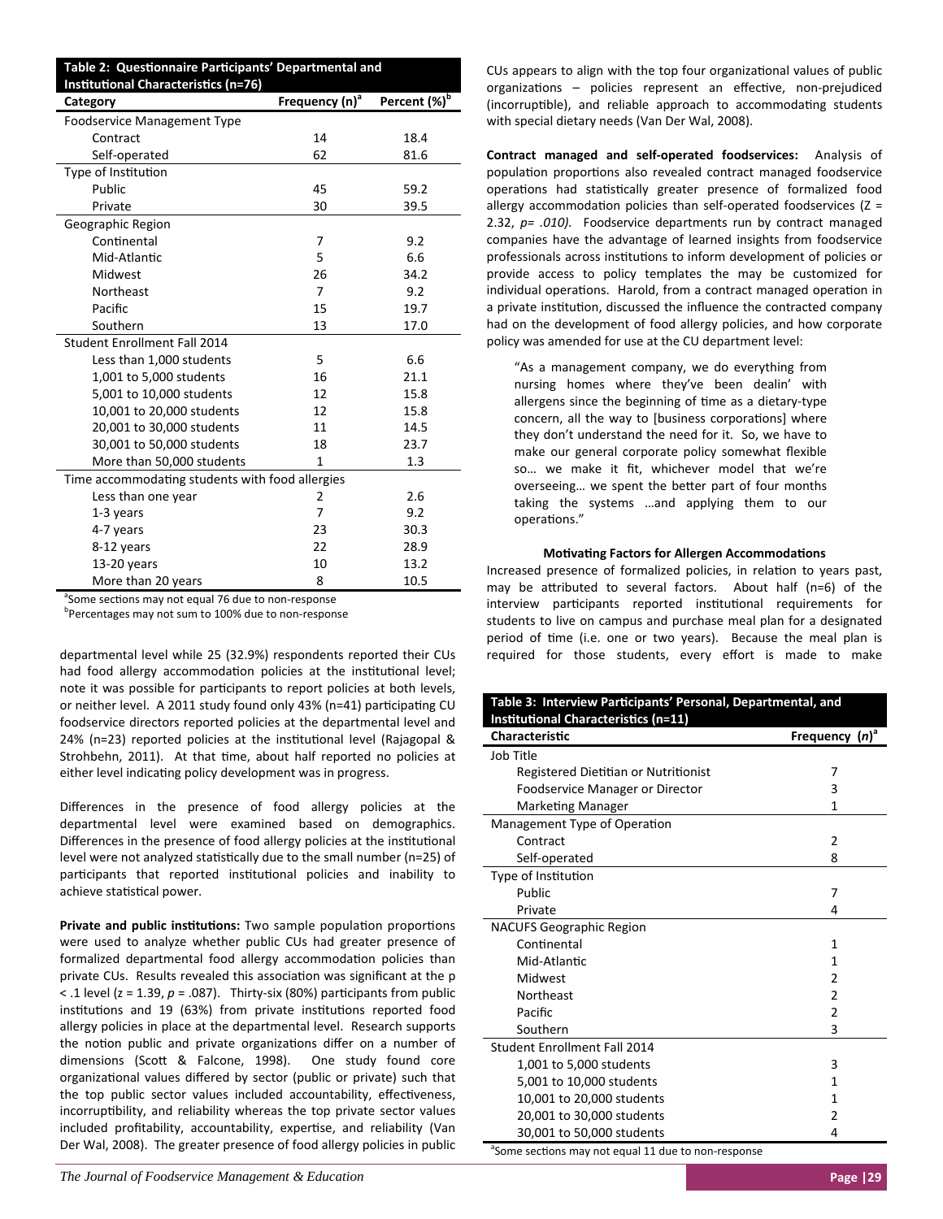**Table 2: Questionnaire Participants' Departmental and Institutional Characteristics (n=76)**

| Category | Frequency (n)[a] | Percent (%)[b] |
|---|---|---|
| Foodservice Management Type | | |
| Contract | 14 | 18.4 |
| Self-operated | 62 | 81.6 |
| Type of Institution | | |
| Public | 45 | 59.2 |
| Private | 30 | 39.5 |
| Geographic Region | | |
| Continental | 7 | 9.2 |
| Mid-Atlantic | 5 | 6.6 |
| Midwest | 26 | 34.2 |
| Northeast | 7 | 9.2 |
| Pacific | 15 | 19.7 |
| Southern | 13 | 17.0 |
| Student Enrollment Fall 2014 | | |
| Less than 1,000 students | 5 | 6.6 |
| 1,001 to 5,000 students | 16 | 21.1 |
| 5,001 to 10,000 students | 12 | 15.8 |
| 10,001 to 20,000 students | 12 | 15.8 |
| 20,001 to 30,000 students | 11 | 14.5 |
| 30,001 to 50,000 students | 18 | 23.7 |
| More than 50,000 students | 1 | 1.3 |
| Time accommodating students with food allergies | | |
| Less than one year | 2 | 2.6 |
| 1-3 years | 7 | 9.2 |
| 4-7 years | 23 | 30.3 |
| 8-12 years | 22 | 28.9 |
| 13-20 years | 10 | 13.2 |
| More than 20 years | 8 | 10.5 |

[a]Some sections may not equal 76 due to non-response
[b]Percentages may not sum to 100% due to non-response

departmental level while 25 (32.9%) respondents reported their CUs had food allergy accommodation policies at the institutional level; note it was possible for participants to report policies at both levels, or neither level. A 2011 study found only 43% (n=41) participating CU foodservice directors reported policies at the departmental level and 24% (n=23) reported policies at the institutional level (Rajagopal & Strohbehn, 2011). At that time, about half reported no policies at either level indicating policy development was in progress.

Differences in the presence of food allergy policies at the departmental level were examined based on demographics. Differences in the presence of food allergy policies at the institutional level were not analyzed statistically due to the small number (n=25) of participants that reported institutional policies and inability to achieve statistical power.

**Private and public institutions:** Two sample population proportions were used to analyze whether public CUs had greater presence of formalized departmental food allergy accommodation policies than private CUs. Results revealed this association was significant at the p $< .1$ level ($z = 1.39$, $p = .087$). Thirty-six (80%) participants from public institutions and 19 (63%) from private institutions reported food allergy policies in place at the departmental level. Research supports the notion public and private organizations differ on a number of dimensions (Scott & Falcone, 1998). One study found core organizational values differed by sector (public or private) such that the top public sector values included accountability, effectiveness, incorruptibility, and reliability whereas the top private sector values included profitability, accountability, expertise, and reliability (Van Der Wal, 2008). The greater presence of food allergy policies in public CUs appears to align with the top four organizational values of public organizations – policies represent an effective, non-prejudiced (incorruptible), and reliable approach to accommodating students with special dietary needs (Van Der Wal, 2008).

**Contract managed and self-operated foodservices:** Analysis of population proportions also revealed contract managed foodservice operations had statistically greater presence of formalized food allergy accommodation policies than self-operated foodservices (Z = 2.32, *p= .010).* Foodservice departments run by contract managed companies have the advantage of learned insights from foodservice professionals across institutions to inform development of policies or provide access to policy templates the may be customized for individual operations. Harold, from a contract managed operation in a private institution, discussed the influence the contracted company had on the development of food allergy policies, and how corporate policy was amended for use at the CU department level:

> "As a management company, we do everything from nursing homes where they've been dealin' with allergens since the beginning of time as a dietary-type concern, all the way to [business corporations] where they don't understand the need for it. So, we have to make our general corporate policy somewhat flexible so… we make it fit, whichever model that we're overseeing… we spent the better part of four months taking the systems …and applying them to our operations."

### Motivating Factors for Allergen Accommodations

Increased presence of formalized policies, in relation to years past, may be attributed to several factors. About half (n=6) of the interview participants reported institutional requirements for students to live on campus and purchase meal plan for a designated period of time (i.e. one or two years). Because the meal plan is required for those students, every effort is made to make

**Table 3: Interview Participants' Personal, Departmental, and Institutional Characteristics (n=11)**

| Characteristic | Frequency (*n*)[a] |
|---|---|
| Job Title | |
| Registered Dietitian or Nutritionist | 7 |
| Foodservice Manager or Director | 3 |
| Marketing Manager | 1 |
| Management Type of Operation | |
| Contract | 2 |
| Self-operated | 8 |
| Type of Institution | |
| Public | 7 |
| Private | 4 |
| NACUFS Geographic Region | |
| Continental | 1 |
| Mid-Atlantic | 1 |
| Midwest | 2 |
| Northeast | 2 |
| Pacific | 2 |
| Southern | 3 |
| Student Enrollment Fall 2014 | |
| 1,001 to 5,000 students | 3 |
| 5,001 to 10,000 students | 1 |
| 10,001 to 20,000 students | 1 |
| 20,001 to 30,000 students | 2 |
| 30,001 to 50,000 students | 4 |

[a]Some sections may not equal 11 due to non-response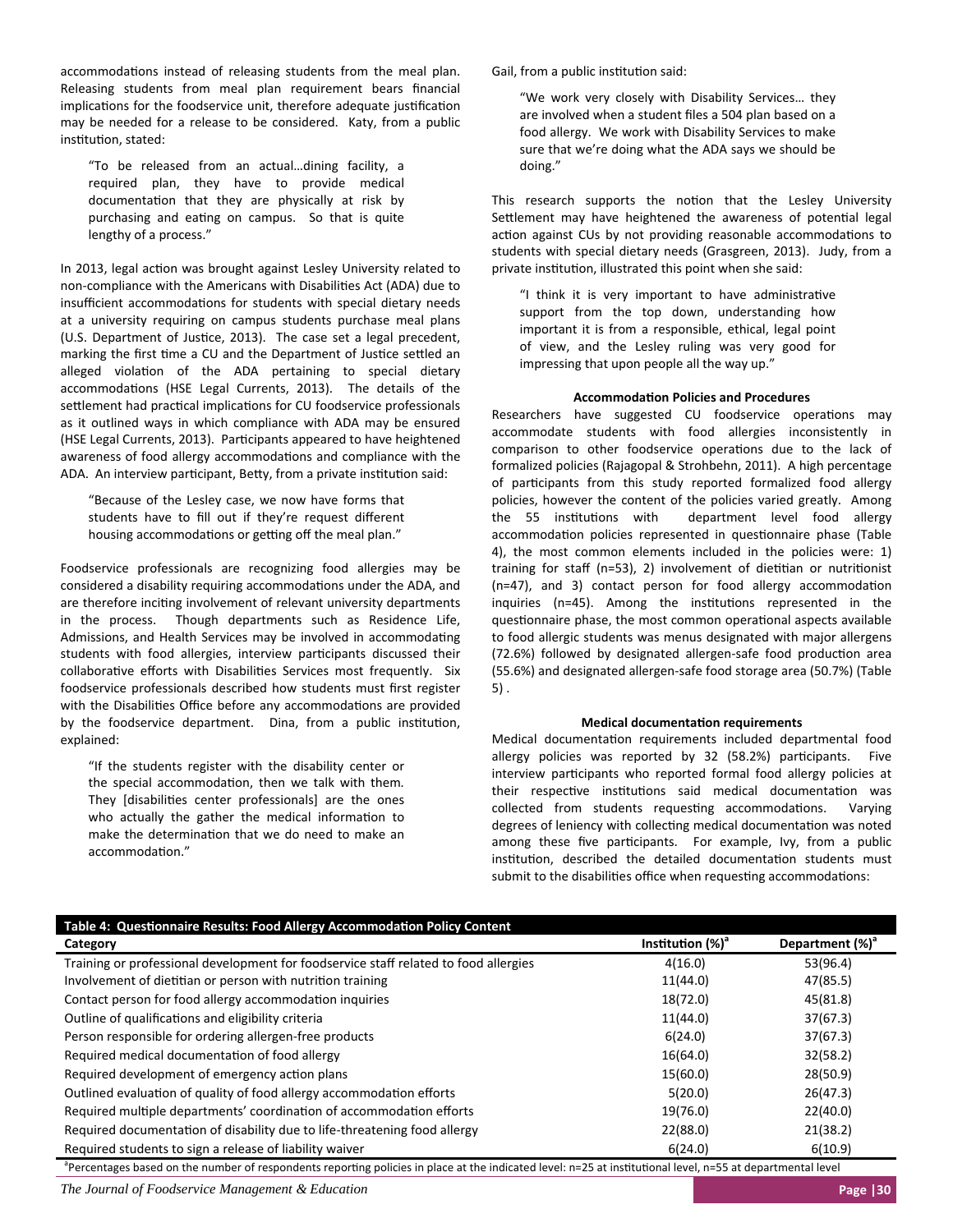accommodations instead of releasing students from the meal plan. Releasing students from meal plan requirement bears financial implications for the foodservice unit, therefore adequate justification may be needed for a release to be considered. Katy, from a public institution, stated:

> "To be released from an actual…dining facility, a required plan, they have to provide medical documentation that they are physically at risk by purchasing and eating on campus. So that is quite lengthy of a process."

In 2013, legal action was brought against Lesley University related to non-compliance with the Americans with Disabilities Act (ADA) due to insufficient accommodations for students with special dietary needs at a university requiring on campus students purchase meal plans (U.S. Department of Justice, 2013). The case set a legal precedent, marking the first time a CU and the Department of Justice settled an alleged violation of the ADA pertaining to special dietary accommodations (HSE Legal Currents, 2013). The details of the settlement had practical implications for CU foodservice professionals as it outlined ways in which compliance with ADA may be ensured (HSE Legal Currents, 2013). Participants appeared to have heightened awareness of food allergy accommodations and compliance with the ADA. An interview participant, Betty, from a private institution said:

> "Because of the Lesley case, we now have forms that students have to fill out if they're request different housing accommodations or getting off the meal plan."

Foodservice professionals are recognizing food allergies may be considered a disability requiring accommodations under the ADA, and are therefore inciting involvement of relevant university departments in the process. Though departments such as Residence Life, Admissions, and Health Services may be involved in accommodating students with food allergies, interview participants discussed their collaborative efforts with Disabilities Services most frequently. Six foodservice professionals described how students must first register with the Disabilities Office before any accommodations are provided by the foodservice department. Dina, from a public institution, explained:

> "If the students register with the disability center or the special accommodation, then we talk with them. They [disabilities center professionals] are the ones who actually the gather the medical information to make the determination that we do need to make an accommodation."

Gail, from a public institution said:

> "We work very closely with Disability Services… they are involved when a student files a 504 plan based on a food allergy. We work with Disability Services to make sure that we're doing what the ADA says we should be doing."

This research supports the notion that the Lesley University Settlement may have heightened the awareness of potential legal action against CUs by not providing reasonable accommodations to students with special dietary needs (Grasgreen, 2013). Judy, from a private institution, illustrated this point when she said:

> "I think it is very important to have administrative support from the top down, understanding how important it is from a responsible, ethical, legal point of view, and the Lesley ruling was very good for impressing that upon people all the way up."

### Accommodation Policies and Procedures

Researchers have suggested CU foodservice operations may accommodate students with food allergies inconsistently in comparison to other foodservice operations due to the lack of formalized policies (Rajagopal & Strohbehn, 2011). A high percentage of participants from this study reported formalized food allergy policies, however the content of the policies varied greatly. Among the 55 institutions with department level food allergy accommodation policies represented in questionnaire phase (Table 4), the most common elements included in the policies were: 1) training for staff (n=53), 2) involvement of dietitian or nutritionist (n=47), and 3) contact person for food allergy accommodation inquiries (n=45). Among the institutions represented in the questionnaire phase, the most common operational aspects available to food allergic students was menus designated with major allergens (72.6%) followed by designated allergen-safe food production area (55.6%) and designated allergen-safe food storage area (50.7%) (Table 5) .

### Medical documentation requirements

Medical documentation requirements included departmental food allergy policies was reported by 32 (58.2%) participants. Five interview participants who reported formal food allergy policies at their respective institutions said medical documentation was collected from students requesting accommodations. Varying degrees of leniency with collecting medical documentation was noted among these five participants. For example, Ivy, from a public institution, described the detailed documentation students must submit to the disabilities office when requesting accommodations:

**Table 4: Questionnaire Results: Food Allergy Accommodation Policy Content**

| Category | Institution (%)[a] | Department (%)[a] |
|---|---|---|
| Training or professional development for foodservice staff related to food allergies | 4(16.0) | 53(96.4) |
| Involvement of dietitian or person with nutrition training | 11(44.0) | 47(85.5) |
| Contact person for food allergy accommodation inquiries | 18(72.0) | 45(81.8) |
| Outline of qualifications and eligibility criteria | 11(44.0) | 37(67.3) |
| Person responsible for ordering allergen-free products | 6(24.0) | 37(67.3) |
| Required medical documentation of food allergy | 16(64.0) | 32(58.2) |
| Required development of emergency action plans | 15(60.0) | 28(50.9) |
| Outlined evaluation of quality of food allergy accommodation efforts | 5(20.0) | 26(47.3) |
| Required multiple departments' coordination of accommodation efforts | 19(76.0) | 22(40.0) |
| Required documentation of disability due to life-threatening food allergy | 22(88.0) | 21(38.2) |
| Required students to sign a release of liability waiver | 6(24.0) | 6(10.9) |

[a]Percentages based on the number of respondents reporting policies in place at the indicated level: n=25 at institutional level, n=55 at departmental level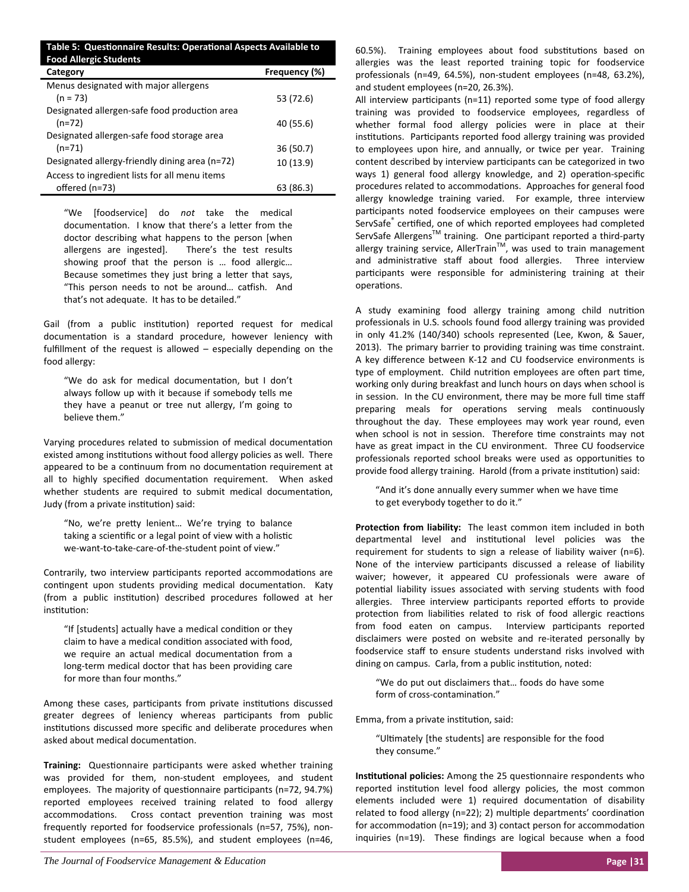**Table 5: Questionnaire Results: Operational Aspects Available to Food Allergic Students**

| Category | Frequency (%) |
|---|---|
| Menus designated with major allergens (n = 73) | 53 (72.6) |
| Designated allergen-safe food production area (n=72) | 40 (55.6) |
| Designated allergen-safe food storage area (n=71) | 36 (50.7) |
| Designated allergy-friendly dining area (n=72) | 10 (13.9) |
| Access to ingredient lists for all menu items offered (n=73) | 63 (86.3) |

> "We [foodservice] do *not* take the medical documentation. I know that there's a letter from the doctor describing what happens to the person [when allergens are ingested]. There's the test results showing proof that the person is … food allergic… Because sometimes they just bring a letter that says, "This person needs to not be around… catfish. And that's not adequate. It has to be detailed."

Gail (from a public institution) reported request for medical documentation is a standard procedure, however leniency with fulfillment of the request is allowed – especially depending on the food allergy:

> "We do ask for medical documentation, but I don't always follow up with it because if somebody tells me they have a peanut or tree nut allergy, I'm going to believe them."

Varying procedures related to submission of medical documentation existed among institutions without food allergy policies as well. There appeared to be a continuum from no documentation requirement at all to highly specified documentation requirement. When asked whether students are required to submit medical documentation, Judy (from a private institution) said:

> "No, we're pretty lenient… We're trying to balance taking a scientific or a legal point of view with a holistic we-want-to-take-care-of-the-student point of view."

Contrarily, two interview participants reported accommodations are contingent upon students providing medical documentation. Katy (from a public institution) described procedures followed at her institution:

> "If [students] actually have a medical condition or they claim to have a medical condition associated with food, we require an actual medical documentation from a long-term medical doctor that has been providing care for more than four months."

Among these cases, participants from private institutions discussed greater degrees of leniency whereas participants from public institutions discussed more specific and deliberate procedures when asked about medical documentation.

**Training:** Questionnaire participants were asked whether training was provided for them, non-student employees, and student employees. The majority of questionnaire participants (n=72, 94.7%) reported employees received training related to food allergy accommodations. Cross contact prevention training was most frequently reported for foodservice professionals (n=57, 75%), non-student employees (n=65, 85.5%), and student employees (n=46, 60.5%). Training employees about food substitutions based on allergies was the least reported training topic for foodservice professionals (n=49, 64.5%), non-student employees (n=48, 63.2%), and student employees (n=20, 26.3%).

All interview participants (n=11) reported some type of food allergy training was provided to foodservice employees, regardless of whether formal food allergy policies were in place at their institutions. Participants reported food allergy training was provided to employees upon hire, and annually, or twice per year. Training content described by interview participants can be categorized in two ways 1) general food allergy knowledge, and 2) operation-specific procedures related to accommodations. Approaches for general food allergy knowledge training varied. For example, three interview participants noted foodservice employees on their campuses were ServSafe® certified, one of which reported employees had completed ServSafe Allergens™ training. One participant reported a third-party allergy training service, AllerTrain™, was used to train management and administrative staff about food allergies. Three interview participants were responsible for administering training at their operations.

A study examining food allergy training among child nutrition professionals in U.S. schools found food allergy training was provided in only 41.2% (140/340) schools represented (Lee, Kwon, & Sauer, 2013). The primary barrier to providing training was time constraint. A key difference between K-12 and CU foodservice environments is type of employment. Child nutrition employees are often part time, working only during breakfast and lunch hours on days when school is in session. In the CU environment, there may be more full time staff preparing meals for operations serving meals continuously throughout the day. These employees may work year round, even when school is not in session. Therefore time constraints may not have as great impact in the CU environment. Three CU foodservice professionals reported school breaks were used as opportunities to provide food allergy training. Harold (from a private institution) said:

> "And it's done annually every summer when we have time to get everybody together to do it."

**Protection from liability:** The least common item included in both departmental level and institutional level policies was the requirement for students to sign a release of liability waiver (n=6). None of the interview participants discussed a release of liability waiver; however, it appeared CU professionals were aware of potential liability issues associated with serving students with food allergies. Three interview participants reported efforts to provide protection from liabilities related to risk of food allergic reactions from food eaten on campus. Interview participants reported disclaimers were posted on website and re-iterated personally by foodservice staff to ensure students understand risks involved with dining on campus. Carla, from a public institution, noted:

> "We do put out disclaimers that… foods do have some form of cross-contamination."

Emma, from a private institution, said:

> "Ultimately [the students] are responsible for the food they consume."

**Institutional policies:** Among the 25 questionnaire respondents who reported institution level food allergy policies, the most common elements included were 1) required documentation of disability related to food allergy (n=22); 2) multiple departments' coordination for accommodation (n=19); and 3) contact person for accommodation inquiries (n=19). These findings are logical because when a food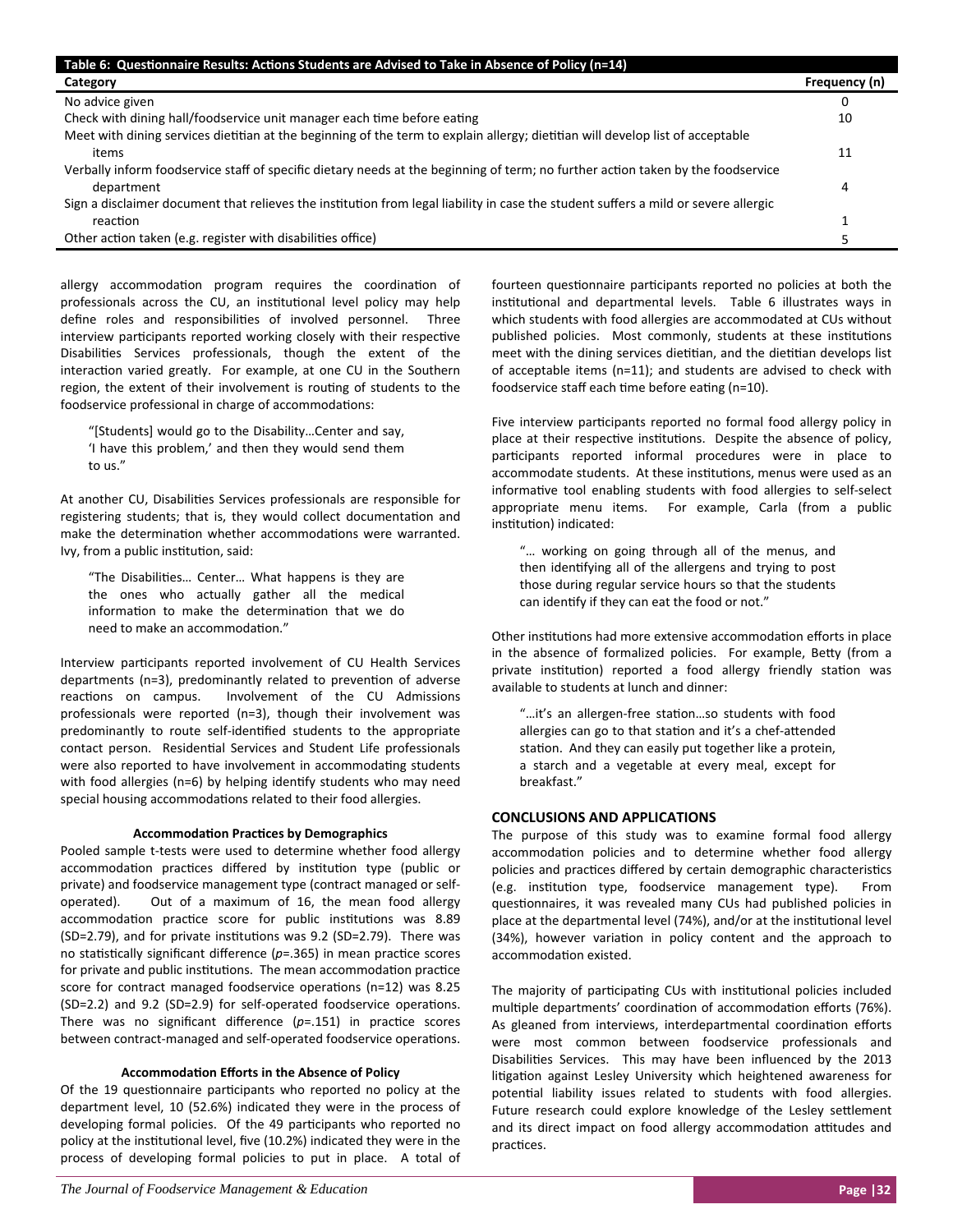**Table 6: Questionnaire Results: Actions Students are Advised to Take in Absence of Policy (n=14)**

| Category | Frequency (n) |
|---|---|
| No advice given | 0 |
| Check with dining hall/foodservice unit manager each time before eating | 10 |
| Meet with dining services dietitian at the beginning of the term to explain allergy; dietitian will develop list of acceptable items | 11 |
| Verbally inform foodservice staff of specific dietary needs at the beginning of term; no further action taken by the foodservice department | 4 |
| Sign a disclaimer document that relieves the institution from legal liability in case the student suffers a mild or severe allergic reaction | 1 |
| Other action taken (e.g. register with disabilities office) | 5 |

allergy accommodation program requires the coordination of professionals across the CU, an institutional level policy may help define roles and responsibilities of involved personnel. Three interview participants reported working closely with their respective Disabilities Services professionals, though the extent of the interaction varied greatly. For example, at one CU in the Southern region, the extent of their involvement is routing of students to the foodservice professional in charge of accommodations:

> "[Students] would go to the Disability…Center and say, 'I have this problem,' and then they would send them to us."

At another CU, Disabilities Services professionals are responsible for registering students; that is, they would collect documentation and make the determination whether accommodations were warranted. Ivy, from a public institution, said:

> "The Disabilities… Center… What happens is they are the ones who actually gather all the medical information to make the determination that we do need to make an accommodation."

Interview participants reported involvement of CU Health Services departments (n=3), predominantly related to prevention of adverse reactions on campus. Involvement of the CU Admissions professionals were reported (n=3), though their involvement was predominantly to route self-identified students to the appropriate contact person. Residential Services and Student Life professionals were also reported to have involvement in accommodating students with food allergies (n=6) by helping identify students who may need special housing accommodations related to their food allergies.

### Accommodation Practices by Demographics

Pooled sample t-tests were used to determine whether food allergy accommodation practices differed by institution type (public or private) and foodservice management type (contract managed or self-operated). Out of a maximum of 16, the mean food allergy accommodation practice score for public institutions was 8.89 (SD=2.79), and for private institutions was 9.2 (SD=2.79). There was no statistically significant difference ($p$=.365) in mean practice scores for private and public institutions. The mean accommodation practice score for contract managed foodservice operations (n=12) was 8.25 (SD=2.2) and 9.2 (SD=2.9) for self-operated foodservice operations. There was no significant difference ($p$=.151) in practice scores between contract-managed and self-operated foodservice operations.

### Accommodation Efforts in the Absence of Policy

Of the 19 questionnaire participants who reported no policy at the department level, 10 (52.6%) indicated they were in the process of developing formal policies. Of the 49 participants who reported no policy at the institutional level, five (10.2%) indicated they were in the process of developing formal policies to put in place. A total of fourteen questionnaire participants reported no policies at both the institutional and departmental levels. Table 6 illustrates ways in which students with food allergies are accommodated at CUs without published policies. Most commonly, students at these institutions meet with the dining services dietitian, and the dietitian develops list of acceptable items (n=11); and students are advised to check with foodservice staff each time before eating (n=10).

Five interview participants reported no formal food allergy policy in place at their respective institutions. Despite the absence of policy, participants reported informal procedures were in place to accommodate students. At these institutions, menus were used as an informative tool enabling students with food allergies to self-select appropriate menu items. For example, Carla (from a public institution) indicated:

> "… working on going through all of the menus, and then identifying all of the allergens and trying to post those during regular service hours so that the students can identify if they can eat the food or not."

Other institutions had more extensive accommodation efforts in place in the absence of formalized policies. For example, Betty (from a private institution) reported a food allergy friendly station was available to students at lunch and dinner:

> "…it's an allergen-free station…so students with food allergies can go to that station and it's a chef-attended station. And they can easily put together like a protein, a starch and a vegetable at every meal, except for breakfast."

## CONCLUSIONS AND APPLICATIONS

The purpose of this study was to examine formal food allergy accommodation policies and to determine whether food allergy policies and practices differed by certain demographic characteristics (e.g. institution type, foodservice management type). From questionnaires, it was revealed many CUs had published policies in place at the departmental level (74%), and/or at the institutional level (34%), however variation in policy content and the approach to accommodation existed.

The majority of participating CUs with institutional policies included multiple departments' coordination of accommodation efforts (76%). As gleaned from interviews, interdepartmental coordination efforts were most common between foodservice professionals and Disabilities Services. This may have been influenced by the 2013 litigation against Lesley University which heightened awareness for potential liability issues related to students with food allergies. Future research could explore knowledge of the Lesley settlement and its direct impact on food allergy accommodation attitudes and practices.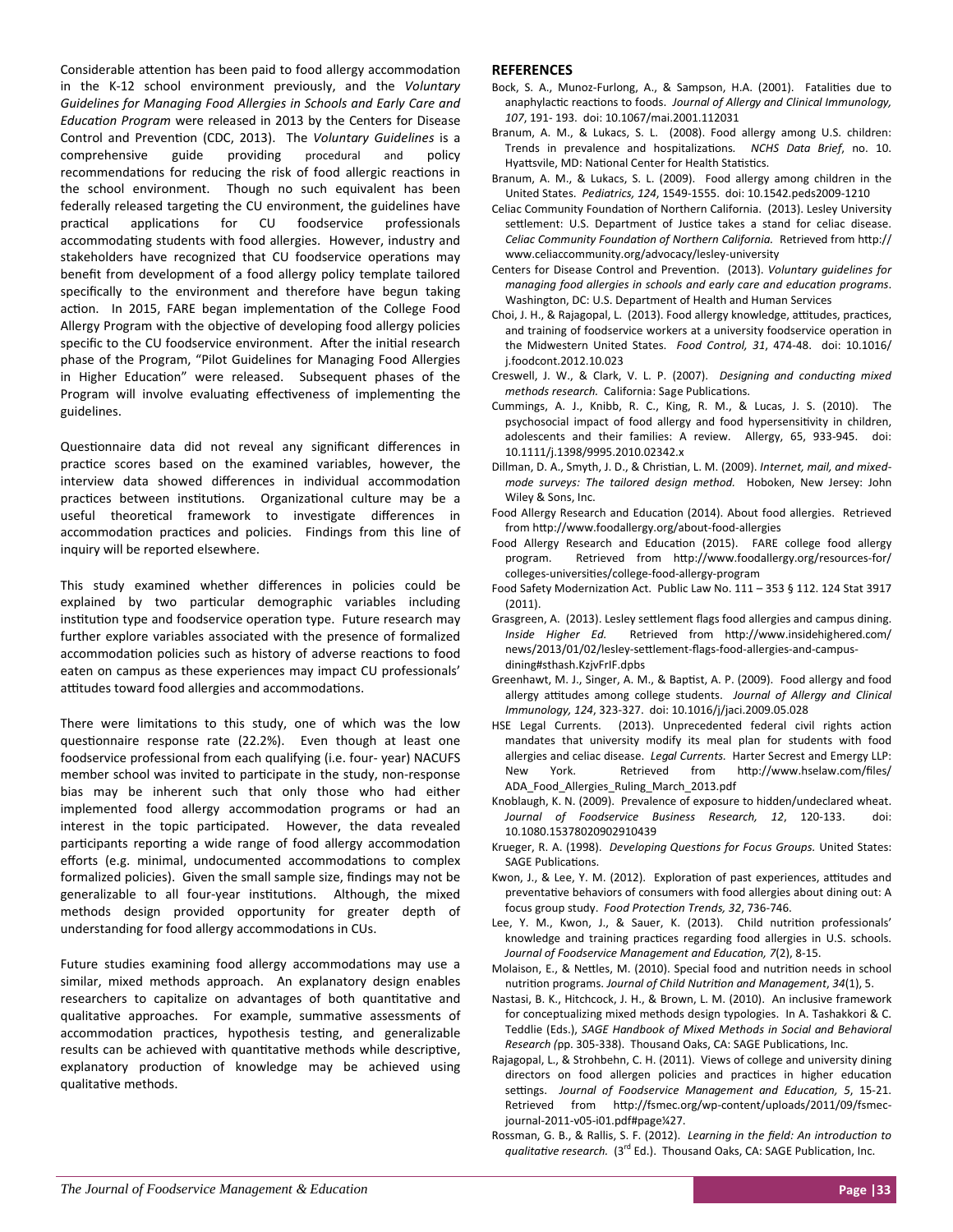Considerable attention has been paid to food allergy accommodation in the K-12 school environment previously, and the *Voluntary Guidelines for Managing Food Allergies in Schools and Early Care and Education Program* were released in 2013 by the Centers for Disease Control and Prevention (CDC, 2013). The *Voluntary Guidelines* is a comprehensive guide providing procedural and policy recommendations for reducing the risk of food allergic reactions in the school environment. Though no such equivalent has been federally released targeting the CU environment, the guidelines have practical applications for CU foodservice professionals accommodating students with food allergies. However, industry and stakeholders have recognized that CU foodservice operations may benefit from development of a food allergy policy template tailored specifically to the environment and therefore have begun taking action. In 2015, FARE began implementation of the College Food Allergy Program with the objective of developing food allergy policies specific to the CU foodservice environment. After the initial research phase of the Program, "Pilot Guidelines for Managing Food Allergies in Higher Education" were released. Subsequent phases of the Program will involve evaluating effectiveness of implementing the guidelines.

Questionnaire data did not reveal any significant differences in practice scores based on the examined variables, however, the interview data showed differences in individual accommodation practices between institutions. Organizational culture may be a useful theoretical framework to investigate differences in accommodation practices and policies. Findings from this line of inquiry will be reported elsewhere.

This study examined whether differences in policies could be explained by two particular demographic variables including institution type and foodservice operation type. Future research may further explore variables associated with the presence of formalized accommodation policies such as history of adverse reactions to food eaten on campus as these experiences may impact CU professionals' attitudes toward food allergies and accommodations.

There were limitations to this study, one of which was the low questionnaire response rate (22.2%). Even though at least one foodservice professional from each qualifying (i.e. four- year) NACUFS member school was invited to participate in the study, non-response bias may be inherent such that only those who had either implemented food allergy accommodation programs or had an interest in the topic participated. However, the data revealed participants reporting a wide range of food allergy accommodation efforts (e.g. minimal, undocumented accommodations to complex formalized policies). Given the small sample size, findings may not be generalizable to all four-year institutions. Although, the mixed methods design provided opportunity for greater depth of understanding for food allergy accommodations in CUs.

Future studies examining food allergy accommodations may use a similar, mixed methods approach. An explanatory design enables researchers to capitalize on advantages of both quantitative and qualitative approaches. For example, summative assessments of accommodation practices, hypothesis testing, and generalizable results can be achieved with quantitative methods while descriptive, explanatory production of knowledge may be achieved using qualitative methods.

## REFERENCES

Bock, S. A., Munoz-Furlong, A., & Sampson, H.A. (2001). Fatalities due to anaphylactic reactions to foods. *Journal of Allergy and Clinical Immunology, 107*, 191- 193. doi: 10.1067/mai.2001.112031

Branum, A. M., & Lukacs, S. L. (2008). Food allergy among U.S. children: Trends in prevalence and hospitalizations. *NCHS Data Brief*, no. 10. Hyattsvile, MD: National Center for Health Statistics.

Branum, A. M., & Lukacs, S. L. (2009). Food allergy among children in the United States. *Pediatrics, 124*, 1549-1555. doi: 10.1542.peds2009-1210

Celiac Community Foundation of Northern California. (2013). Lesley University settlement: U.S. Department of Justice takes a stand for celiac disease. *Celiac Community Foundation of Northern California.* Retrieved from http://www.celiaccommunity.org/advocacy/lesley-university

Centers for Disease Control and Prevention. (2013). *Voluntary guidelines for managing food allergies in schools and early care and education programs*. Washington, DC: U.S. Department of Health and Human Services

Choi, J. H., & Rajagopal, L. (2013). Food allergy knowledge, attitudes, practices, and training of foodservice workers at a university foodservice operation in the Midwestern United States. *Food Control, 31*, 474-48. doi: 10.1016/j.foodcont.2012.10.023

Creswell, J. W., & Clark, V. L. P. (2007). *Designing and conducting mixed methods research.* California: Sage Publications.

Cummings, A. J., Knibb, R. C., King, R. M., & Lucas, J. S. (2010). The psychosocial impact of food allergy and food hypersensitivity in children, adolescents and their families: A review. Allergy, 65, 933-945. doi: 10.1111/j.1398/9995.2010.02342.x

Dillman, D. A., Smyth, J. D., & Christian, L. M. (2009). *Internet, mail, and mixed-mode surveys: The tailored design method.* Hoboken, New Jersey: John Wiley & Sons, Inc.

Food Allergy Research and Education (2014). About food allergies. Retrieved from http://www.foodallergy.org/about-food-allergies

Food Allergy Research and Education (2015). FARE college food allergy program. Retrieved from http://www.foodallergy.org/resources-for/colleges-universities/college-food-allergy-program

Food Safety Modernization Act. Public Law No. 111 – 353 § 112. 124 Stat 3917 (2011).

Grasgreen, A. (2013). Lesley settlement flags food allergies and campus dining. *Inside Higher Ed.* Retrieved from http://www.insidehighered.com/news/2013/01/02/lesley-settlement-flags-food-allergies-and-campus-dining#sthash.KzjvFrIF.dpbs

Greenhawt, M. J., Singer, A. M., & Baptist, A. P. (2009). Food allergy and food allergy attitudes among college students. *Journal of Allergy and Clinical Immunology, 124*, 323-327. doi: 10.1016/j/jaci.2009.05.028

HSE Legal Currents. (2013). Unprecedented federal civil rights action mandates that university modify its meal plan for students with food allergies and celiac disease. *Legal Currents.* Harter Secrest and Emergy LLP: New York. Retrieved from http://www.hselaw.com/files/ADA_Food_Allergies_Ruling_March_2013.pdf

Knoblaugh, K. N. (2009). Prevalence of exposure to hidden/undeclared wheat. *Journal of Foodservice Business Research, 12*, 120-133. doi: 10.1080.15378020902910439

Krueger, R. A. (1998). *Developing Questions for Focus Groups.* United States: SAGE Publications.

Kwon, J., & Lee, Y. M. (2012). Exploration of past experiences, attitudes and preventative behaviors of consumers with food allergies about dining out: A focus group study. *Food Protection Trends, 32*, 736-746.

Lee, Y. M., Kwon, J., & Sauer, K. (2013). Child nutrition professionals' knowledge and training practices regarding food allergies in U.S. schools. *Journal of Foodservice Management and Education, 7*(2), 8-15.

Molaison, E., & Nettles, M. (2010). Special food and nutrition needs in school nutrition programs. *Journal of Child Nutrition and Management*, *34*(1), 5.

Nastasi, B. K., Hitchcock, J. H., & Brown, L. M. (2010). An inclusive framework for conceptualizing mixed methods design typologies. In A. Tashakkori & C. Teddlie (Eds.), *SAGE Handbook of Mixed Methods in Social and Behavioral Research (*pp. 305-338). Thousand Oaks, CA: SAGE Publications, Inc.

Rajagopal, L., & Strohbehn, C. H. (2011). Views of college and university dining directors on food allergen policies and practices in higher education settings. *Journal of Foodservice Management and Education, 5*, 15-21. Retrieved from http://fsmec.org/wp-content/uploads/2011/09/fsmec-journal-2011-v05-i01.pdf#page¼27.

Rossman, G. B., & Rallis, S. F. (2012). *Learning in the field: An introduction to qualitative research.* (3rd Ed.). Thousand Oaks, CA: SAGE Publication, Inc.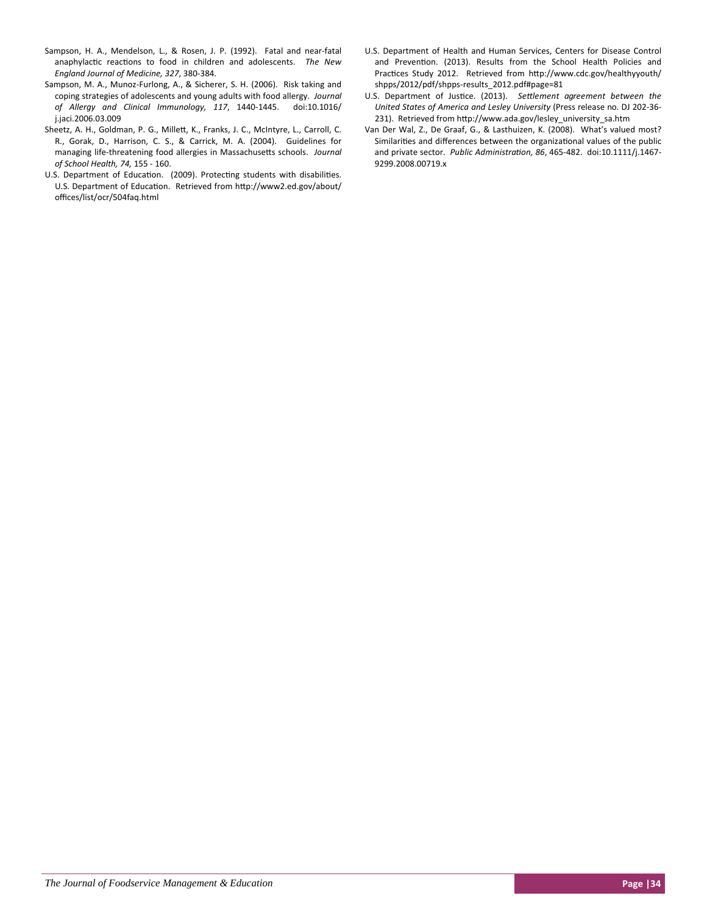Sampson, H. A., Mendelson, L., & Rosen, J. P. (1992). Fatal and near-fatal anaphylactic reactions to food in children and adolescents. *The New England Journal of Medicine, 327*, 380-384.

Sampson, M. A., Munoz-Furlong, A., & Sicherer, S. H. (2006). Risk taking and coping strategies of adolescents and young adults with food allergy. *Journal of Allergy and Clinical Immunology, 117*, 1440-1445. doi:10.1016/j.jaci.2006.03.009

Sheetz, A. H., Goldman, P. G., Millett, K., Franks, J. C., McIntyre, L., Carroll, C. R., Gorak, D., Harrison, C. S., & Carrick, M. A. (2004). Guidelines for managing life-threatening food allergies in Massachusetts schools. *Journal of School Health, 74,* 155 - 160.

U.S. Department of Education. (2009). Protecting students with disabilities. U.S. Department of Education. Retrieved from http://www2.ed.gov/about/offices/list/ocr/504faq.html

U.S. Department of Health and Human Services, Centers for Disease Control and Prevention. (2013). Results from the School Health Policies and Practices Study 2012. Retrieved from http://www.cdc.gov/healthyyouth/shpps/2012/pdf/shpps-results_2012.pdf#page=81

U.S. Department of Justice. (2013). *Settlement agreement between the United States of America and Lesley University* (Press release no. DJ 202-36-231). Retrieved from http://www.ada.gov/lesley_university_sa.htm

Van Der Wal, Z., De Graaf, G., & Lasthuizen, K. (2008). What's valued most? Similarities and differences between the organizational values of the public and private sector. *Public Administration, 86*, 465-482. doi:10.1111/j.1467-9299.2008.00719.x